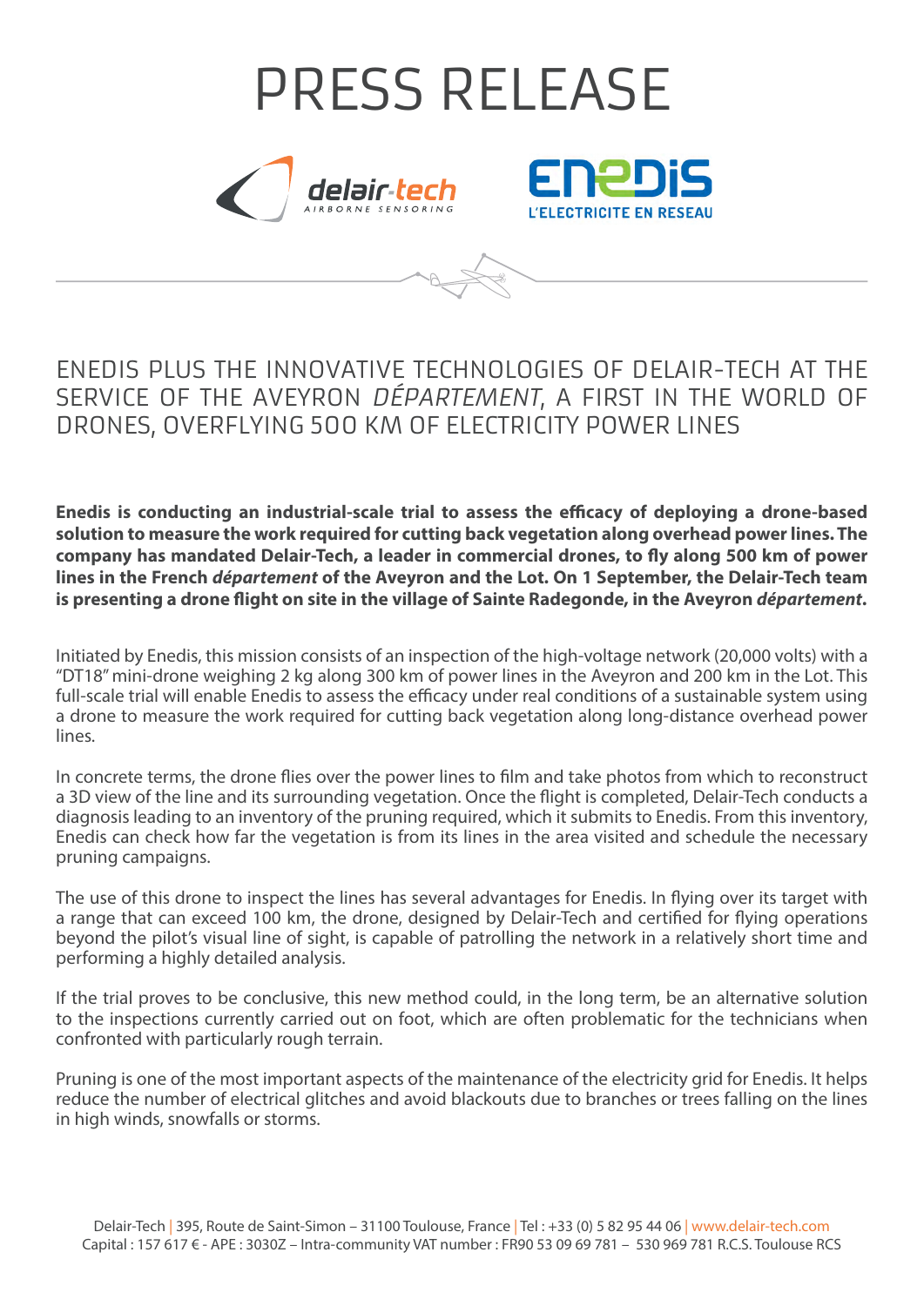# PRESS RELEASE

## ENEDIS PLUS THE INNOVATIVE TECHNOLOGIES OF DELAIR-TECH AT THE SERVICE OF THE AVEYRON *DÉPARTEMENT*, A FIRST IN THE WORLD OF DRONES, OVERFLYING 500 KM OF ELECTRICITY POWER LINES

**Enedis is conducting an industrial-scale trial to assess the efficacy of deploying a drone-based solution to measure the work required for cutting back vegetation along overhead power lines. The company has mandated Delair-Tech, a leader in commercial drones, to fly along 500 km of power lines in the French *département* of the Aveyron and the Lot. On 1 September, the Delair-Tech team is presenting a drone flight on site in the village of Sainte Radegonde, in the Aveyron *département*.**

Initiated by Enedis, this mission consists of an inspection of the high-voltage network (20,000 volts) with a "DT18" mini-drone weighing 2 kg along 300 km of power lines in the Aveyron and 200 km in the Lot. This full-scale trial will enable Enedis to assess the efficacy under real conditions of a sustainable system using a drone to measure the work required for cutting back vegetation along long-distance overhead power lines.

In concrete terms, the drone flies over the power lines to film and take photos from which to reconstruct a 3D view of the line and its surrounding vegetation. Once the flight is completed, Delair-Tech conducts a diagnosis leading to an inventory of the pruning required, which it submits to Enedis. From this inventory, Enedis can check how far the vegetation is from its lines in the area visited and schedule the necessary pruning campaigns.

The use of this drone to inspect the lines has several advantages for Enedis. In flying over its target with a range that can exceed 100 km, the drone, designed by Delair-Tech and certified for flying operations beyond the pilot's visual line of sight, is capable of patrolling the network in a relatively short time and performing a highly detailed analysis.

If the trial proves to be conclusive, this new method could, in the long term, be an alternative solution to the inspections currently carried out on foot, which are often problematic for the technicians when confronted with particularly rough terrain.

Pruning is one of the most important aspects of the maintenance of the electricity grid for Enedis. It helps reduce the number of electrical glitches and avoid blackouts due to branches or trees falling on the lines in high winds, snowfalls or storms.

Delair-Tech | 395, Route de Saint-Simon – 31100 Toulouse, France | Tel : +33 (0) 5 82 95 44 06 | www.delair-tech.com
Capital : 157 617 € - APE : 3030Z – Intra-community VAT number : FR90 53 09 69 781 – 530 969 781 R.C.S. Toulouse RCS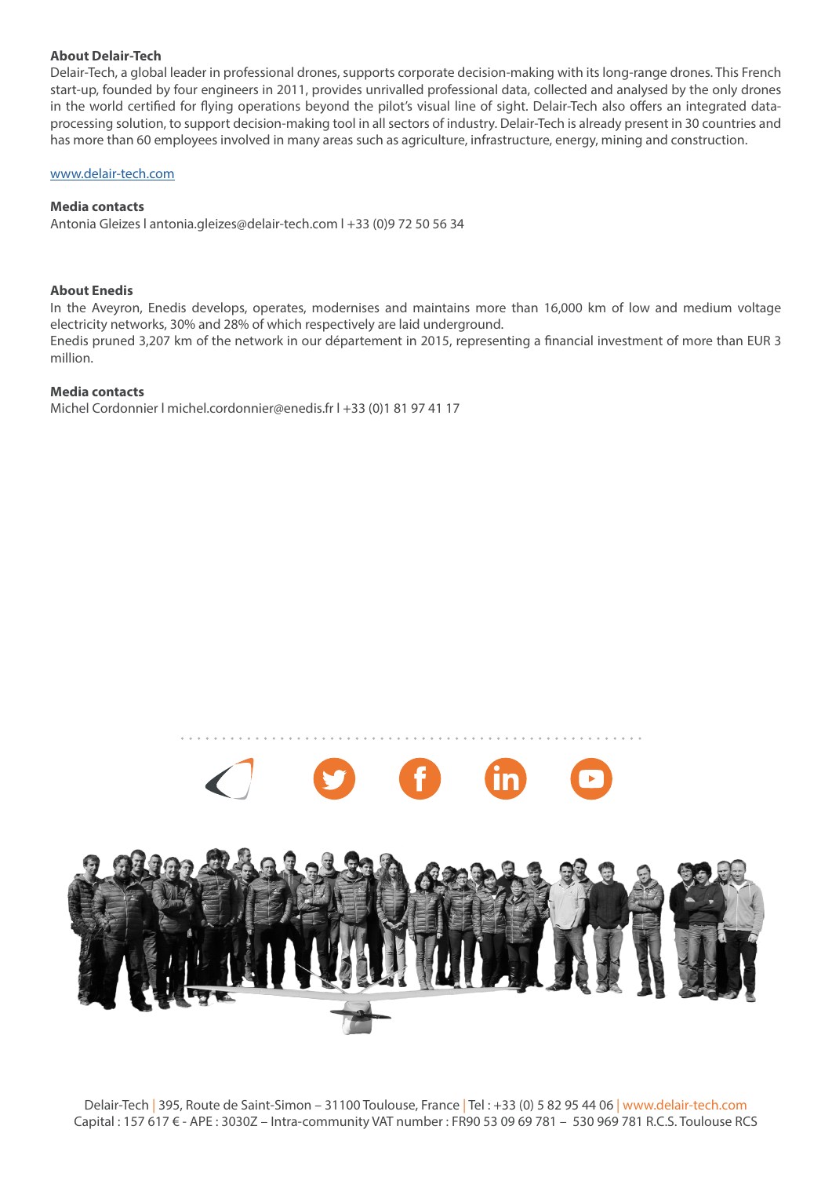**About Delair-Tech**

Delair-Tech, a global leader in professional drones, supports corporate decision-making with its long-range drones. This French start-up, founded by four engineers in 2011, provides unrivalled professional data, collected and analysed by the only drones in the world certified for flying operations beyond the pilot's visual line of sight. Delair-Tech also offers an integrated data-processing solution, to support decision-making tool in all sectors of industry. Delair-Tech is already present in 30 countries and has more than 60 employees involved in many areas such as agriculture, infrastructure, energy, mining and construction.

www.delair-tech.com

**Media contacts**

Antonia Gleizes l antonia.gleizes@delair-tech.com l +33 (0)9 72 50 56 34

**About Enedis**

In the Aveyron, Enedis develops, operates, modernises and maintains more than 16,000 km of low and medium voltage electricity networks, 30% and 28% of which respectively are laid underground.

Enedis pruned 3,207 km of the network in our département in 2015, representing a financial investment of more than EUR 3 million.

**Media contacts**

Michel Cordonnier l michel.cordonnier@enedis.fr l +33 (0)1 81 97 41 17

Delair-Tech | 395, Route de Saint-Simon – 31100 Toulouse, France | Tel : +33 (0) 5 82 95 44 06 | www.delair-tech.com
Capital : 157 617 € - APE : 3030Z – Intra-community VAT number : FR90 53 09 69 781 – 530 969 781 R.C.S. Toulouse RCS